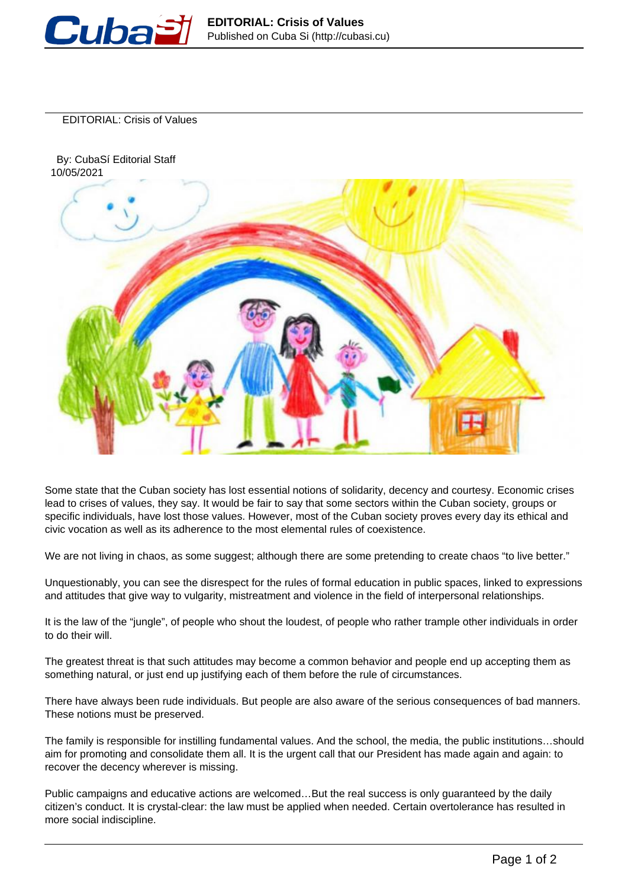# EDITORIAL: Crisis of Values

By: CubaSí Editorial Staff
10/05/2021

Some state that the Cuban society has lost essential notions of solidarity, decency and courtesy. Economic crises lead to crises of values, they say. It would be fair to say that some sectors within the Cuban society, groups or specific individuals, have lost those values. However, most of the Cuban society proves every day its ethical and civic vocation as well as its adherence to the most elemental rules of coexistence.

We are not living in chaos, as some suggest; although there are some pretending to create chaos "to live better."

Unquestionably, you can see the disrespect for the rules of formal education in public spaces, linked to expressions and attitudes that give way to vulgarity, mistreatment and violence in the field of interpersonal relationships.

It is the law of the "jungle", of people who shout the loudest, of people who rather trample other individuals in order to do their will.

The greatest threat is that such attitudes may become a common behavior and people end up accepting them as something natural, or just end up justifying each of them before the rule of circumstances.

There have always been rude individuals. But people are also aware of the serious consequences of bad manners. These notions must be preserved.

The family is responsible for instilling fundamental values. And the school, the media, the public institutions…should aim for promoting and consolidate them all. It is the urgent call that our President has made again and again: to recover the decency wherever is missing.

Public campaigns and educative actions are welcomed…But the real success is only guaranteed by the daily citizen's conduct. It is crystal-clear: the law must be applied when needed. Certain overtolerance has resulted in more social indiscipline.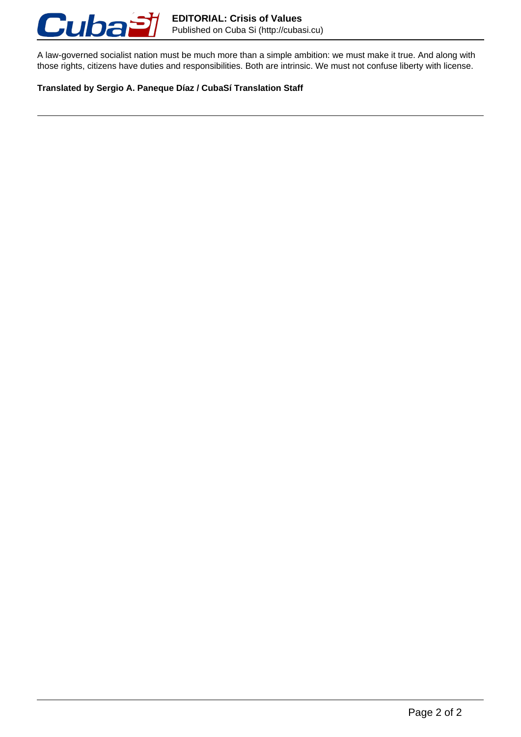A law-governed socialist nation must be much more than a simple ambition: we must make it true. And along with those rights, citizens have duties and responsibilities. Both are intrinsic. We must not confuse liberty with license.

**Translated by Sergio A. Paneque Díaz / CubaSí Translation Staff**